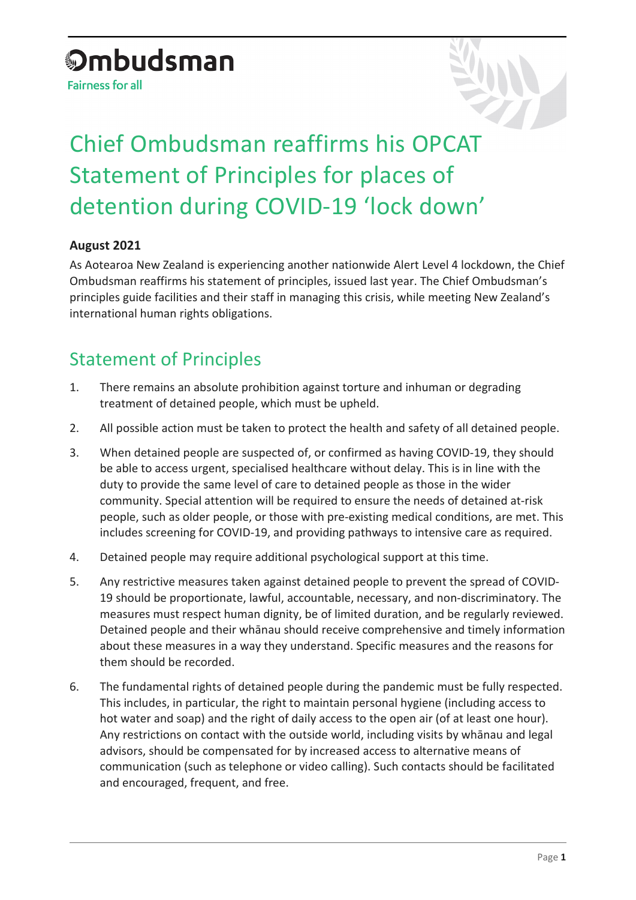**Ombudsman**

Fairness for all

# Chief Ombudsman reaffirms his OPCAT Statement of Principles for places of detention during COVID-19 'lock down'

**August 2021**

As Aotearoa New Zealand is experiencing another nationwide Alert Level 4 lockdown, the Chief Ombudsman reaffirms his statement of principles, issued last year. The Chief Ombudsman's principles guide facilities and their staff in managing this crisis, while meeting New Zealand's international human rights obligations.

## Statement of Principles

1. There remains an absolute prohibition against torture and inhuman or degrading treatment of detained people, which must be upheld.
2. All possible action must be taken to protect the health and safety of all detained people.
3. When detained people are suspected of, or confirmed as having COVID-19, they should be able to access urgent, specialised healthcare without delay. This is in line with the duty to provide the same level of care to detained people as those in the wider community. Special attention will be required to ensure the needs of detained at-risk people, such as older people, or those with pre-existing medical conditions, are met. This includes screening for COVID-19, and providing pathways to intensive care as required.
4. Detained people may require additional psychological support at this time.
5. Any restrictive measures taken against detained people to prevent the spread of COVID-19 should be proportionate, lawful, accountable, necessary, and non-discriminatory. The measures must respect human dignity, be of limited duration, and be regularly reviewed. Detained people and their whānau should receive comprehensive and timely information about these measures in a way they understand. Specific measures and the reasons for them should be recorded.
6. The fundamental rights of detained people during the pandemic must be fully respected. This includes, in particular, the right to maintain personal hygiene (including access to hot water and soap) and the right of daily access to the open air (of at least one hour). Any restrictions on contact with the outside world, including visits by whānau and legal advisors, should be compensated for by increased access to alternative means of communication (such as telephone or video calling). Such contacts should be facilitated and encouraged, frequent, and free.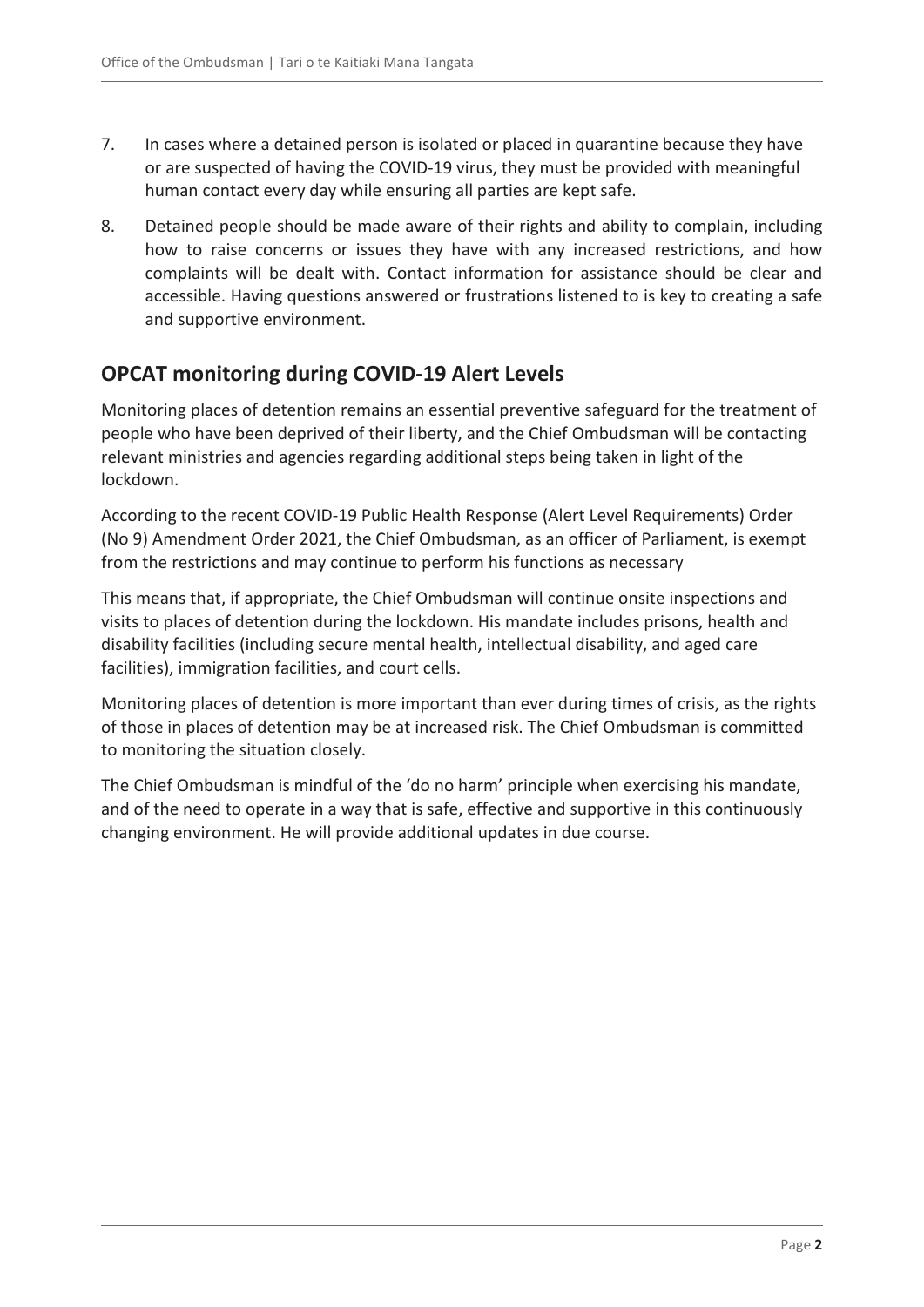7. In cases where a detained person is isolated or placed in quarantine because they have or are suspected of having the COVID-19 virus, they must be provided with meaningful human contact every day while ensuring all parties are kept safe.

8. Detained people should be made aware of their rights and ability to complain, including how to raise concerns or issues they have with any increased restrictions, and how complaints will be dealt with. Contact information for assistance should be clear and accessible. Having questions answered or frustrations listened to is key to creating a safe and supportive environment.

## OPCAT monitoring during COVID-19 Alert Levels

Monitoring places of detention remains an essential preventive safeguard for the treatment of people who have been deprived of their liberty, and the Chief Ombudsman will be contacting relevant ministries and agencies regarding additional steps being taken in light of the lockdown.

According to the recent COVID-19 Public Health Response (Alert Level Requirements) Order (No 9) Amendment Order 2021, the Chief Ombudsman, as an officer of Parliament, is exempt from the restrictions and may continue to perform his functions as necessary

This means that, if appropriate, the Chief Ombudsman will continue onsite inspections and visits to places of detention during the lockdown. His mandate includes prisons, health and disability facilities (including secure mental health, intellectual disability, and aged care facilities), immigration facilities, and court cells.

Monitoring places of detention is more important than ever during times of crisis, as the rights of those in places of detention may be at increased risk. The Chief Ombudsman is committed to monitoring the situation closely.

The Chief Ombudsman is mindful of the 'do no harm' principle when exercising his mandate, and of the need to operate in a way that is safe, effective and supportive in this continuously changing environment. He will provide additional updates in due course.